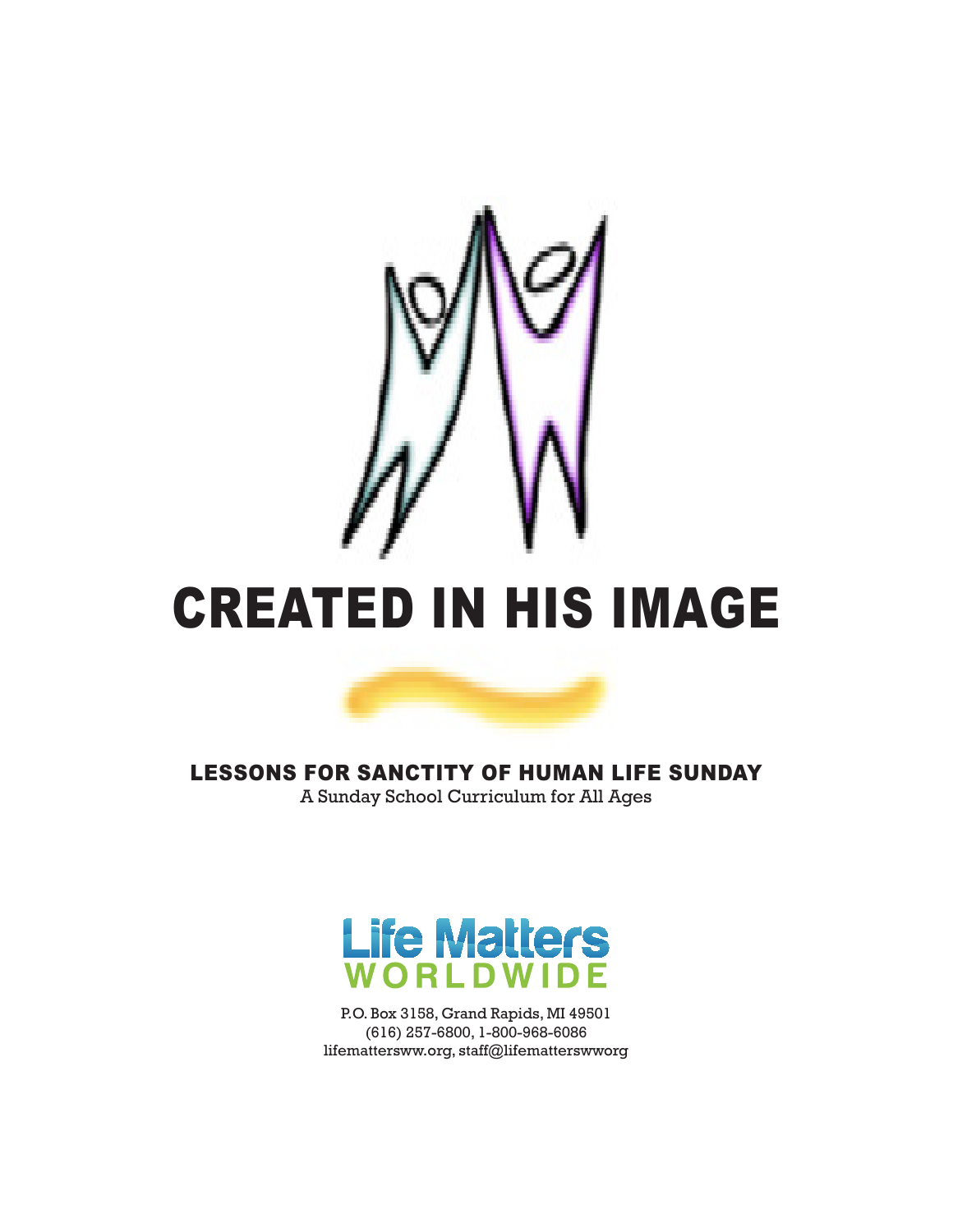# CREATED IN HIS IMAGE

## LESSONS FOR SANCTITY OF HUMAN LIFE SUNDAY

A Sunday School Curriculum for All Ages

Life Matters WORLDWIDE

P.O. Box 3158, Grand Rapids, MI 49501
(616) 257-6800, 1-800-968-6086
lifemattersww.org, staff@lifematterswworg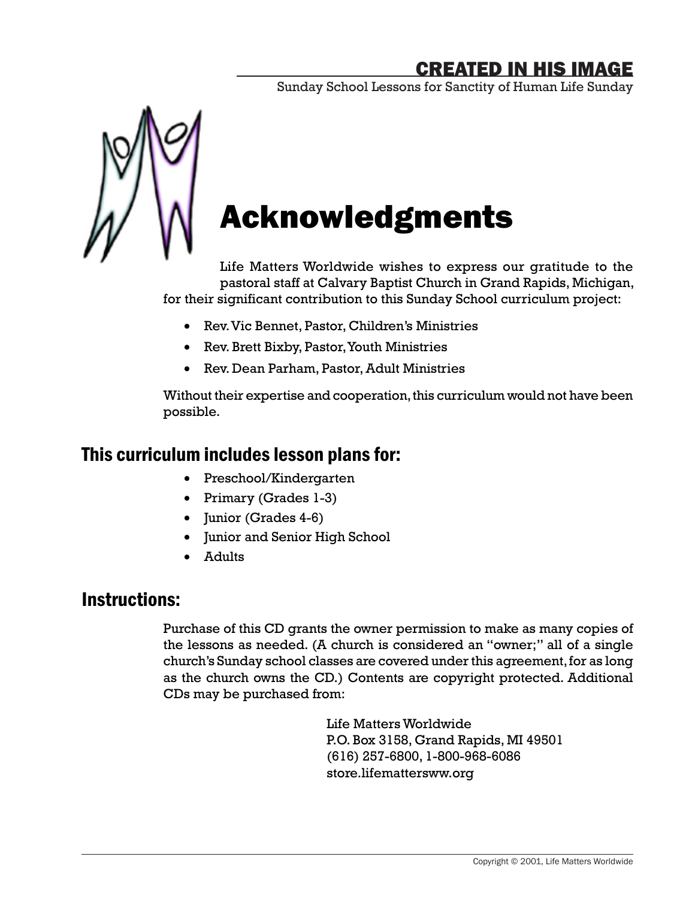# Acknowledgments

Life Matters Worldwide wishes to express our gratitude to the pastoral staff at Calvary Baptist Church in Grand Rapids, Michigan, for their significant contribution to this Sunday School curriculum project:

- Rev. Vic Bennet, Pastor, Children's Ministries
- Rev. Brett Bixby, Pastor, Youth Ministries
- Rev. Dean Parham, Pastor, Adult Ministries

Without their expertise and cooperation, this curriculum would not have been possible.

## This curriculum includes lesson plans for:

- Preschool/Kindergarten
- Primary (Grades 1-3)
- Junior (Grades 4-6)
- Junior and Senior High School
- Adults

## Instructions:

Purchase of this CD grants the owner permission to make as many copies of the lessons as needed. (A church is considered an "owner;" all of a single church's Sunday school classes are covered under this agreement, for as long as the church owns the CD.) Contents are copyright protected. Additional CDs may be purchased from:

Life Matters Worldwide
P.O. Box 3158, Grand Rapids, MI 49501
(616) 257-6800, 1-800-968-6086
store.lifemattersww.org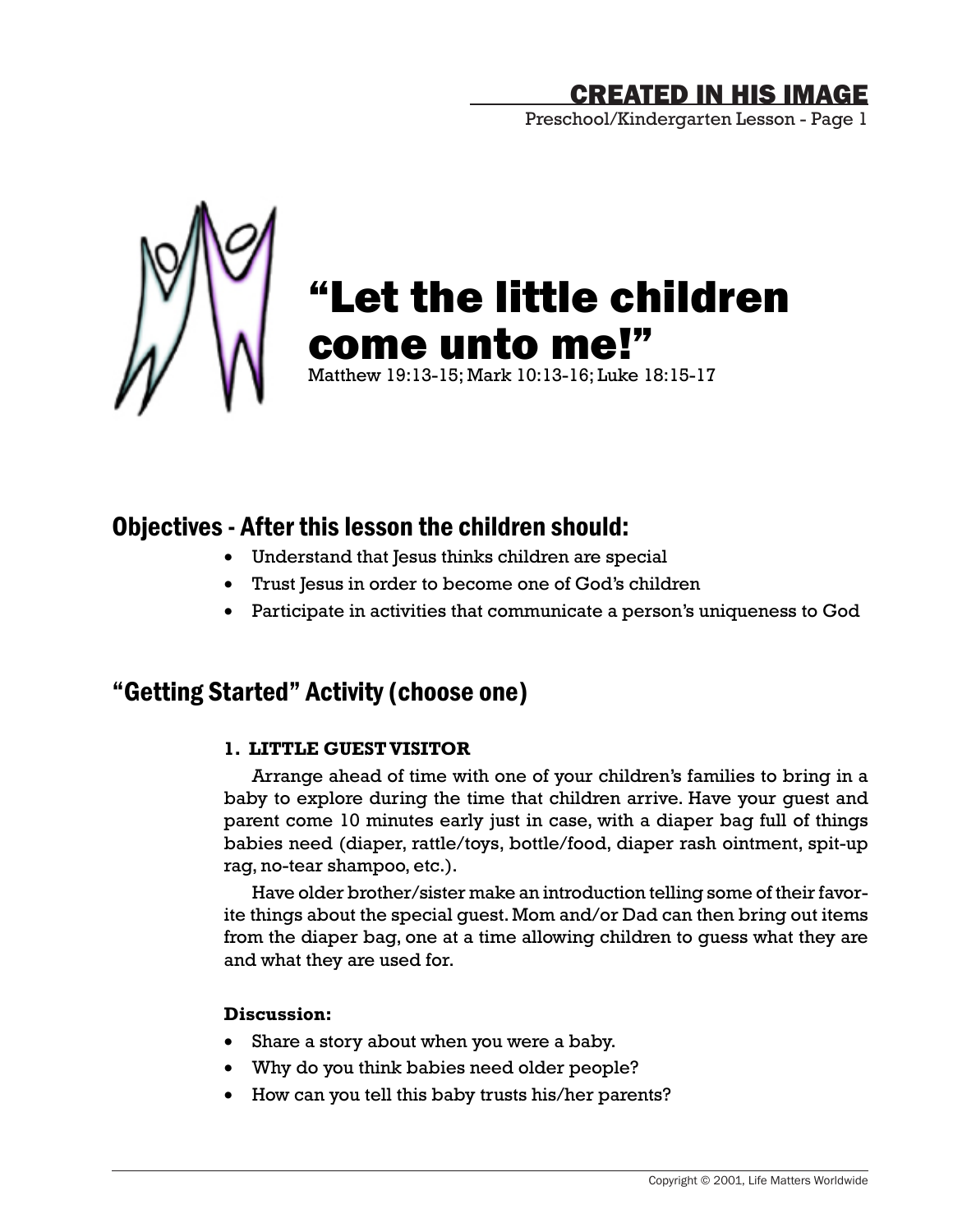# "Let the little children come unto me!"

Matthew 19:13-15; Mark 10:13-16; Luke 18:15-17

## Objectives - After this lesson the children should:

- Understand that Jesus thinks children are special
- Trust Jesus in order to become one of God's children
- Participate in activities that communicate a person's uniqueness to God

## "Getting Started" Activity (choose one)

### 1. LITTLE GUEST VISITOR

Arrange ahead of time with one of your children's families to bring in a baby to explore during the time that children arrive. Have your guest and parent come 10 minutes early just in case, with a diaper bag full of things babies need (diaper, rattle/toys, bottle/food, diaper rash ointment, spit-up rag, no-tear shampoo, etc.).

Have older brother/sister make an introduction telling some of their favorite things about the special guest. Mom and/or Dad can then bring out items from the diaper bag, one at a time allowing children to guess what they are and what they are used for.

**Discussion:**

- Share a story about when you were a baby.
- Why do you think babies need older people?
- How can you tell this baby trusts his/her parents?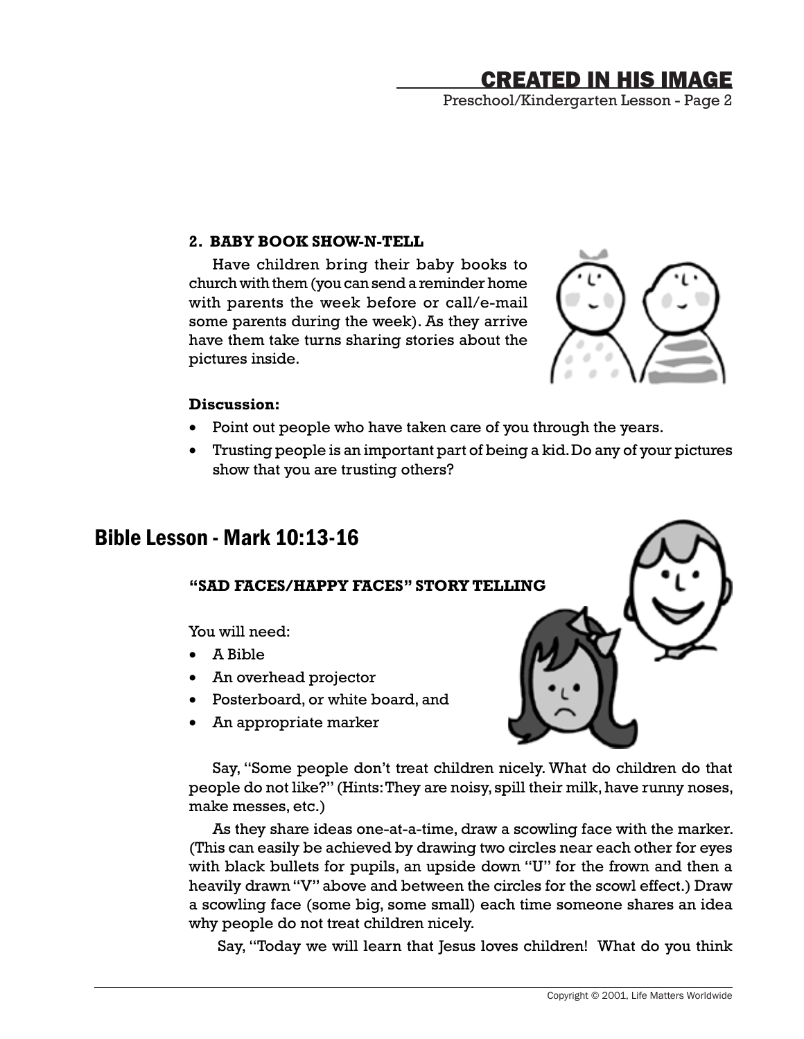**2. BABY BOOK SHOW-N-TELL**

Have children bring their baby books to church with them (you can send a reminder home with parents the week before or call/e-mail some parents during the week). As they arrive have them take turns sharing stories about the pictures inside.

**Discussion:**

- Point out people who have taken care of you through the years.
- Trusting people is an important part of being a kid. Do any of your pictures show that you are trusting others?

## Bible Lesson - Mark 10:13-16

**"SAD FACES/HAPPY FACES" STORY TELLING**

You will need:

- A Bible
- An overhead projector
- Posterboard, or white board, and
- An appropriate marker

Say, "Some people don't treat children nicely. What do children do that people do not like?" (Hints: They are noisy, spill their milk, have runny noses, make messes, etc.)

As they share ideas one-at-a-time, draw a scowling face with the marker. (This can easily be achieved by drawing two circles near each other for eyes with black bullets for pupils, an upside down "U" for the frown and then a heavily drawn "V" above and between the circles for the scowl effect.) Draw a scowling face (some big, some small) each time someone shares an idea why people do not treat children nicely.

Say, "Today we will learn that Jesus loves children! What do you think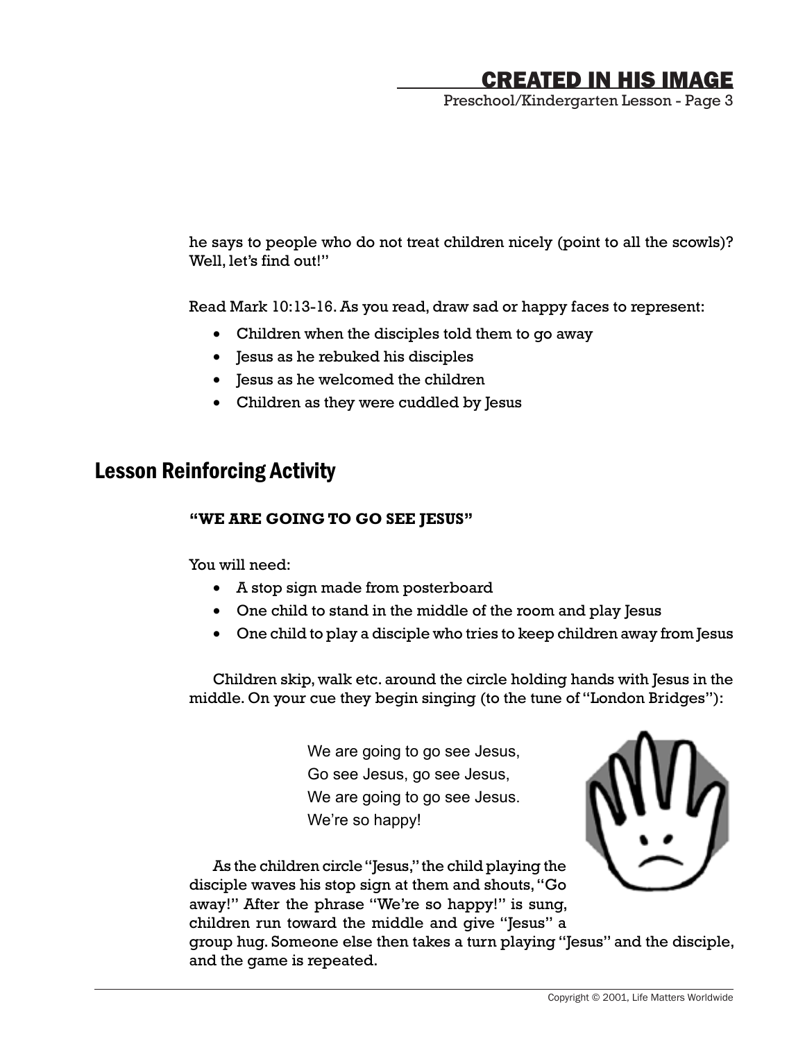he says to people who do not treat children nicely (point to all the scowls)? Well, let's find out!"

Read Mark 10:13-16. As you read, draw sad or happy faces to represent:

- Children when the disciples told them to go away
- Jesus as he rebuked his disciples
- Jesus as he welcomed the children
- Children as they were cuddled by Jesus

## Lesson Reinforcing Activity

**"WE ARE GOING TO GO SEE JESUS"**

You will need:

- A stop sign made from posterboard
- One child to stand in the middle of the room and play Jesus
- One child to play a disciple who tries to keep children away from Jesus

Children skip, walk etc. around the circle holding hands with Jesus in the middle. On your cue they begin singing (to the tune of "London Bridges"):

> We are going to go see Jesus,
> Go see Jesus, go see Jesus,
> We are going to go see Jesus.
> We're so happy!

As the children circle "Jesus," the child playing the disciple waves his stop sign at them and shouts, "Go away!" After the phrase "We're so happy!" is sung, children run toward the middle and give "Jesus" a group hug. Someone else then takes a turn playing "Jesus" and the disciple, and the game is repeated.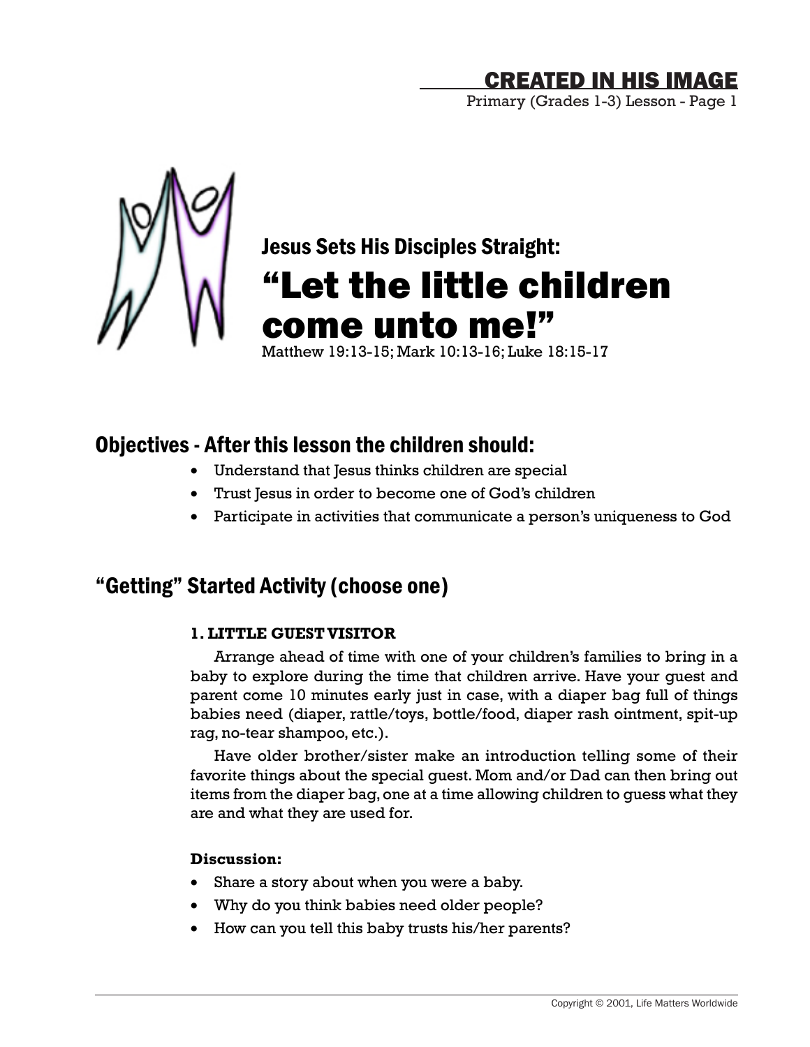# Jesus Sets His Disciples Straight:

# "Let the little children come unto me!"

Matthew 19:13-15; Mark 10:13-16; Luke 18:15-17

## Objectives - After this lesson the children should:

- Understand that Jesus thinks children are special
- Trust Jesus in order to become one of God's children
- Participate in activities that communicate a person's uniqueness to God

## "Getting" Started Activity (choose one)

### 1. LITTLE GUEST VISITOR

Arrange ahead of time with one of your children's families to bring in a baby to explore during the time that children arrive. Have your guest and parent come 10 minutes early just in case, with a diaper bag full of things babies need (diaper, rattle/toys, bottle/food, diaper rash ointment, spit-up rag, no-tear shampoo, etc.).

Have older brother/sister make an introduction telling some of their favorite things about the special guest. Mom and/or Dad can then bring out items from the diaper bag, one at a time allowing children to guess what they are and what they are used for.

**Discussion:**

- Share a story about when you were a baby.
- Why do you think babies need older people?
- How can you tell this baby trusts his/her parents?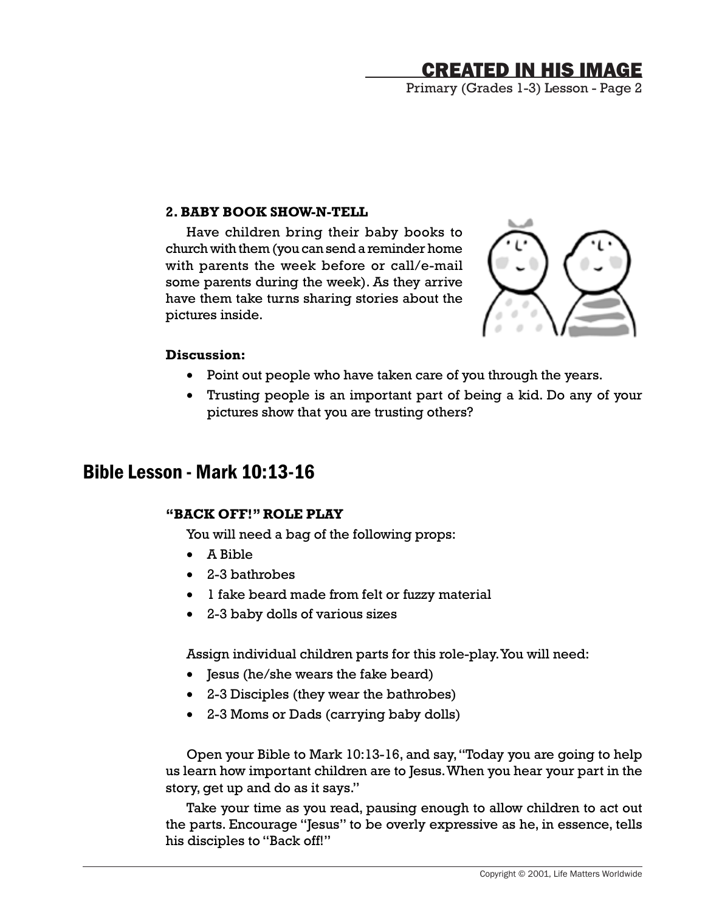### 2. BABY BOOK SHOW-N-TELL

Have children bring their baby books to church with them (you can send a reminder home with parents the week before or call/e-mail some parents during the week). As they arrive have them take turns sharing stories about the pictures inside.

**Discussion:**

- Point out people who have taken care of you through the years.
- Trusting people is an important part of being a kid. Do any of your pictures show that you are trusting others?

## Bible Lesson - Mark 10:13-16

### "BACK OFF!" ROLE PLAY

You will need a bag of the following props:

- A Bible
- 2-3 bathrobes
- 1 fake beard made from felt or fuzzy material
- 2-3 baby dolls of various sizes

Assign individual children parts for this role-play. You will need:

- Jesus (he/she wears the fake beard)
- 2-3 Disciples (they wear the bathrobes)
- 2-3 Moms or Dads (carrying baby dolls)

Open your Bible to Mark 10:13-16, and say, "Today you are going to help us learn how important children are to Jesus. When you hear your part in the story, get up and do as it says."

Take your time as you read, pausing enough to allow children to act out the parts. Encourage "Jesus" to be overly expressive as he, in essence, tells his disciples to "Back off!"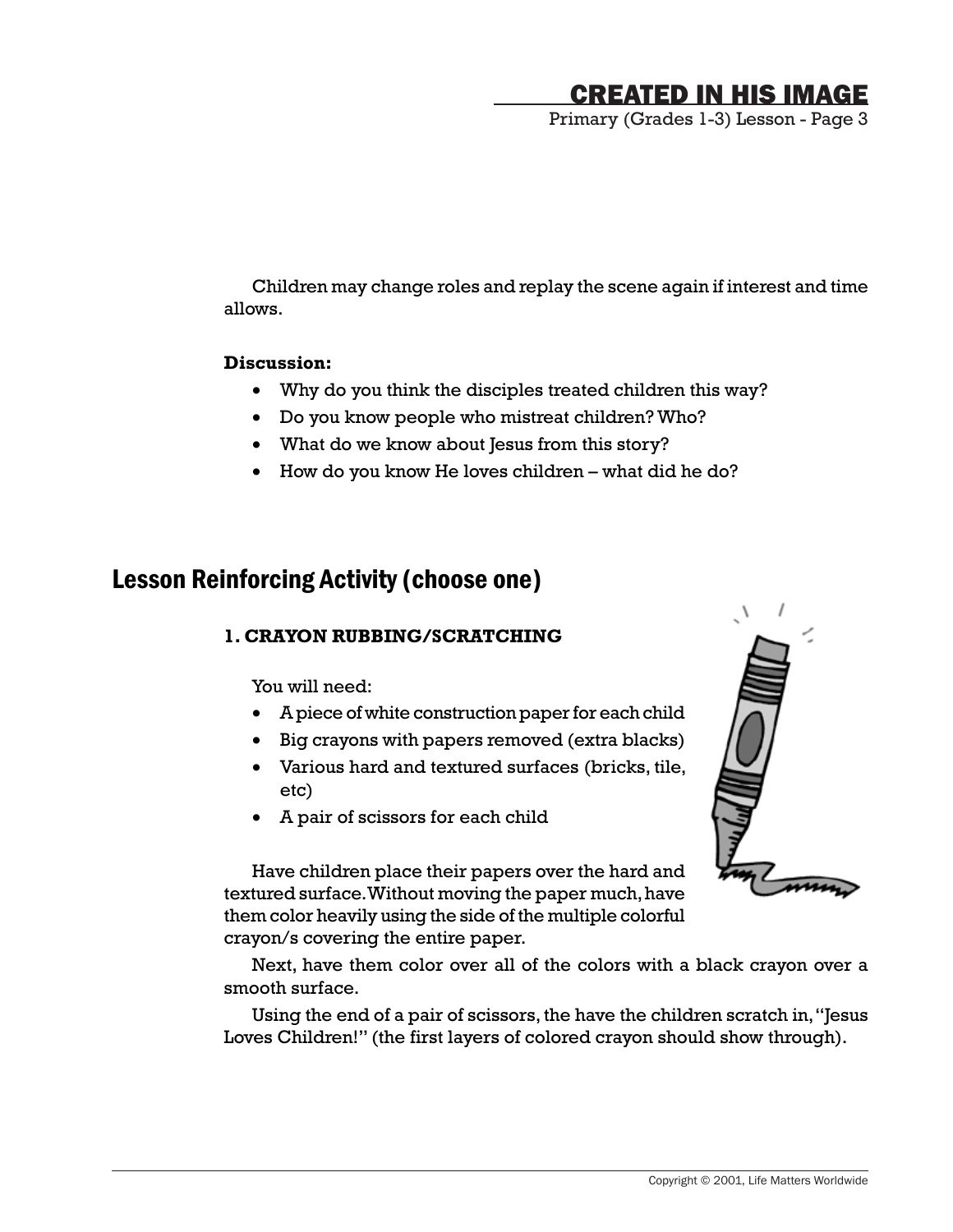Children may change roles and replay the scene again if interest and time allows.

**Discussion:**

- Why do you think the disciples treated children this way?
- Do you know people who mistreat children? Who?
- What do we know about Jesus from this story?
- How do you know He loves children – what did he do?

## Lesson Reinforcing Activity (choose one)

**1. CRAYON RUBBING/SCRATCHING**

You will need:

- A piece of white construction paper for each child
- Big crayons with papers removed (extra blacks)
- Various hard and textured surfaces (bricks, tile, etc)
- A pair of scissors for each child

Have children place their papers over the hard and textured surface. Without moving the paper much, have them color heavily using the side of the multiple colorful crayon/s covering the entire paper.

Next, have them color over all of the colors with a black crayon over a smooth surface.

Using the end of a pair of scissors, the have the children scratch in, "Jesus Loves Children!" (the first layers of colored crayon should show through).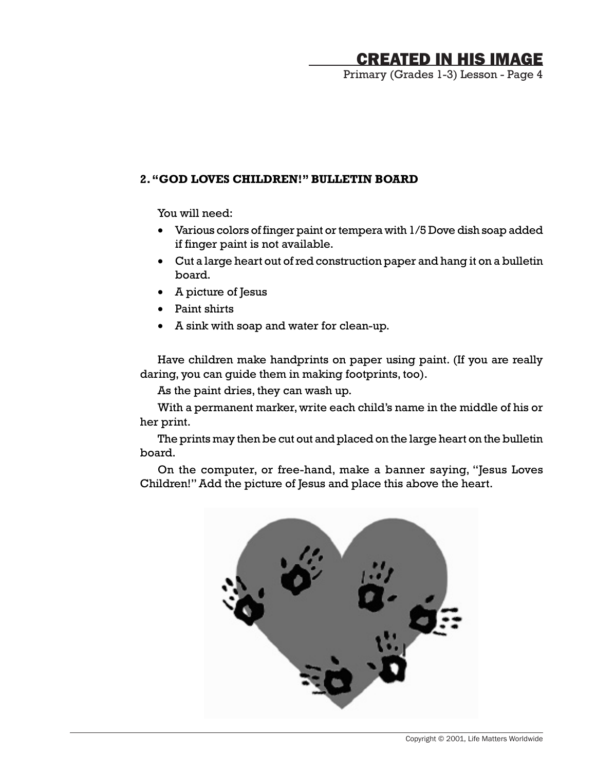### 2. "GOD LOVES CHILDREN!" BULLETIN BOARD

You will need:

- Various colors of finger paint or tempera with 1/5 Dove dish soap added if finger paint is not available.
- Cut a large heart out of red construction paper and hang it on a bulletin board.
- A picture of Jesus
- Paint shirts
- A sink with soap and water for clean-up.

Have children make handprints on paper using paint. (If you are really daring, you can guide them in making footprints, too).

As the paint dries, they can wash up.

With a permanent marker, write each child's name in the middle of his or her print.

The prints may then be cut out and placed on the large heart on the bulletin board.

On the computer, or free-hand, make a banner saying, "Jesus Loves Children!" Add the picture of Jesus and place this above the heart.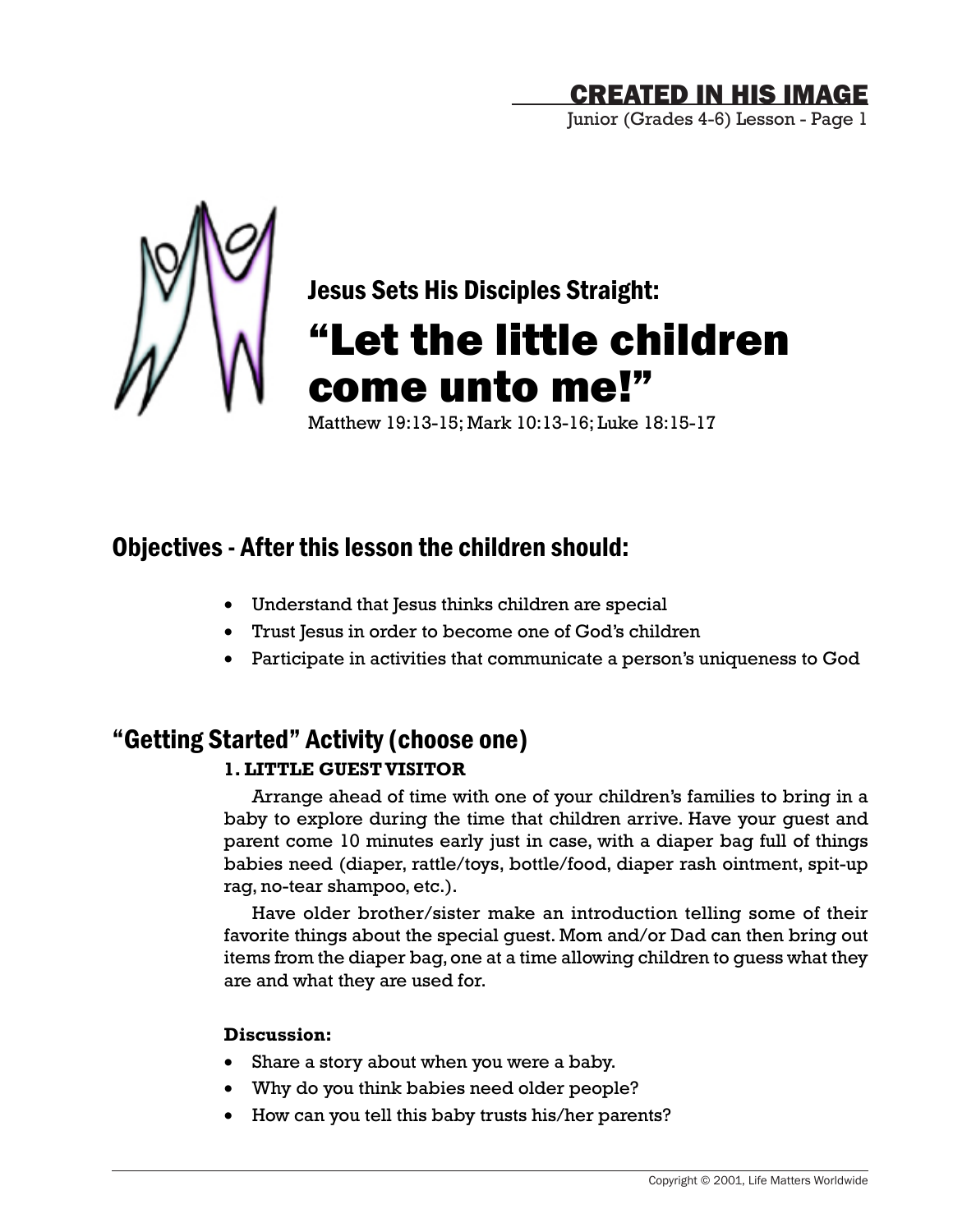# Jesus Sets His Disciples Straight:

# "Let the little children come unto me!"

Matthew 19:13-15; Mark 10:13-16; Luke 18:15-17

## Objectives - After this lesson the children should:

- Understand that Jesus thinks children are special
- Trust Jesus in order to become one of God's children
- Participate in activities that communicate a person's uniqueness to God

## "Getting Started" Activity (choose one)

### 1. LITTLE GUEST VISITOR

Arrange ahead of time with one of your children's families to bring in a baby to explore during the time that children arrive. Have your guest and parent come 10 minutes early just in case, with a diaper bag full of things babies need (diaper, rattle/toys, bottle/food, diaper rash ointment, spit-up rag, no-tear shampoo, etc.).

Have older brother/sister make an introduction telling some of their favorite things about the special guest. Mom and/or Dad can then bring out items from the diaper bag, one at a time allowing children to guess what they are and what they are used for.

**Discussion:**

- Share a story about when you were a baby.
- Why do you think babies need older people?
- How can you tell this baby trusts his/her parents?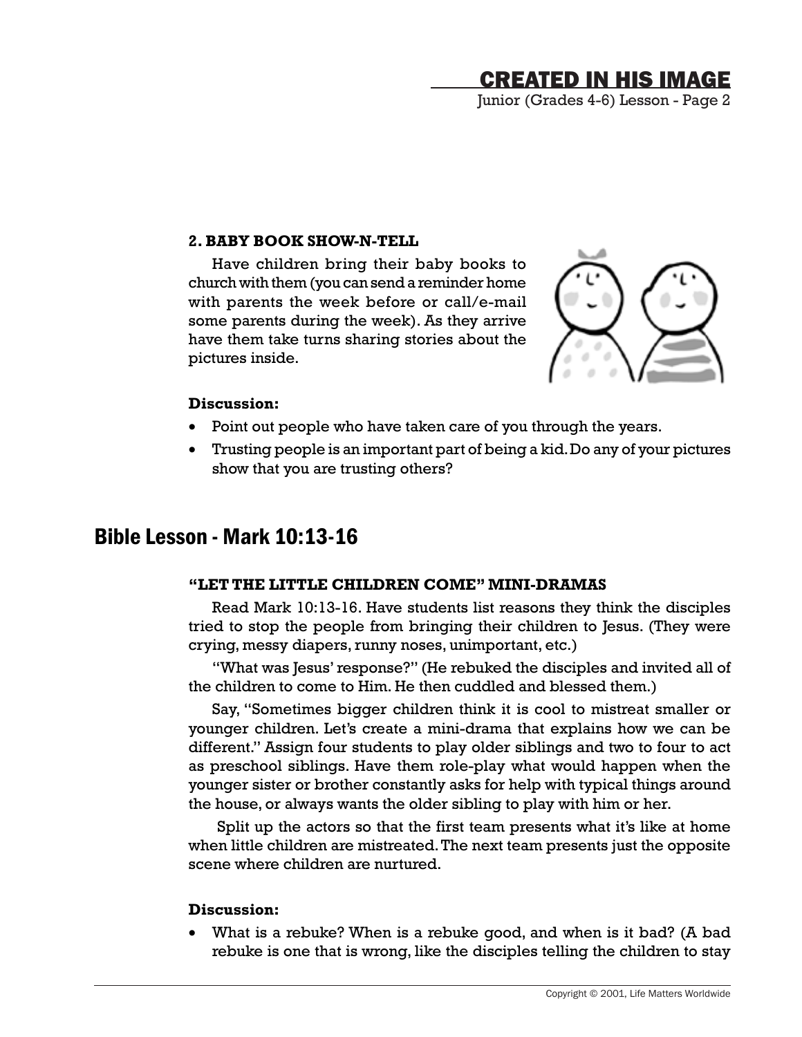### 2. BABY BOOK SHOW-N-TELL

Have children bring their baby books to church with them (you can send a reminder home with parents the week before or call/e-mail some parents during the week). As they arrive have them take turns sharing stories about the pictures inside.

**Discussion:**

- Point out people who have taken care of you through the years.
- Trusting people is an important part of being a kid. Do any of your pictures show that you are trusting others?

## Bible Lesson - Mark 10:13-16

### "LET THE LITTLE CHILDREN COME" MINI-DRAMAS

Read Mark 10:13-16. Have students list reasons they think the disciples tried to stop the people from bringing their children to Jesus. (They were crying, messy diapers, runny noses, unimportant, etc.)

"What was Jesus' response?" (He rebuked the disciples and invited all of the children to come to Him. He then cuddled and blessed them.)

Say, "Sometimes bigger children think it is cool to mistreat smaller or younger children. Let's create a mini-drama that explains how we can be different." Assign four students to play older siblings and two to four to act as preschool siblings. Have them role-play what would happen when the younger sister or brother constantly asks for help with typical things around the house, or always wants the older sibling to play with him or her.

Split up the actors so that the first team presents what it's like at home when little children are mistreated. The next team presents just the opposite scene where children are nurtured.

**Discussion:**

- What is a rebuke? When is a rebuke good, and when is it bad? (A bad rebuke is one that is wrong, like the disciples telling the children to stay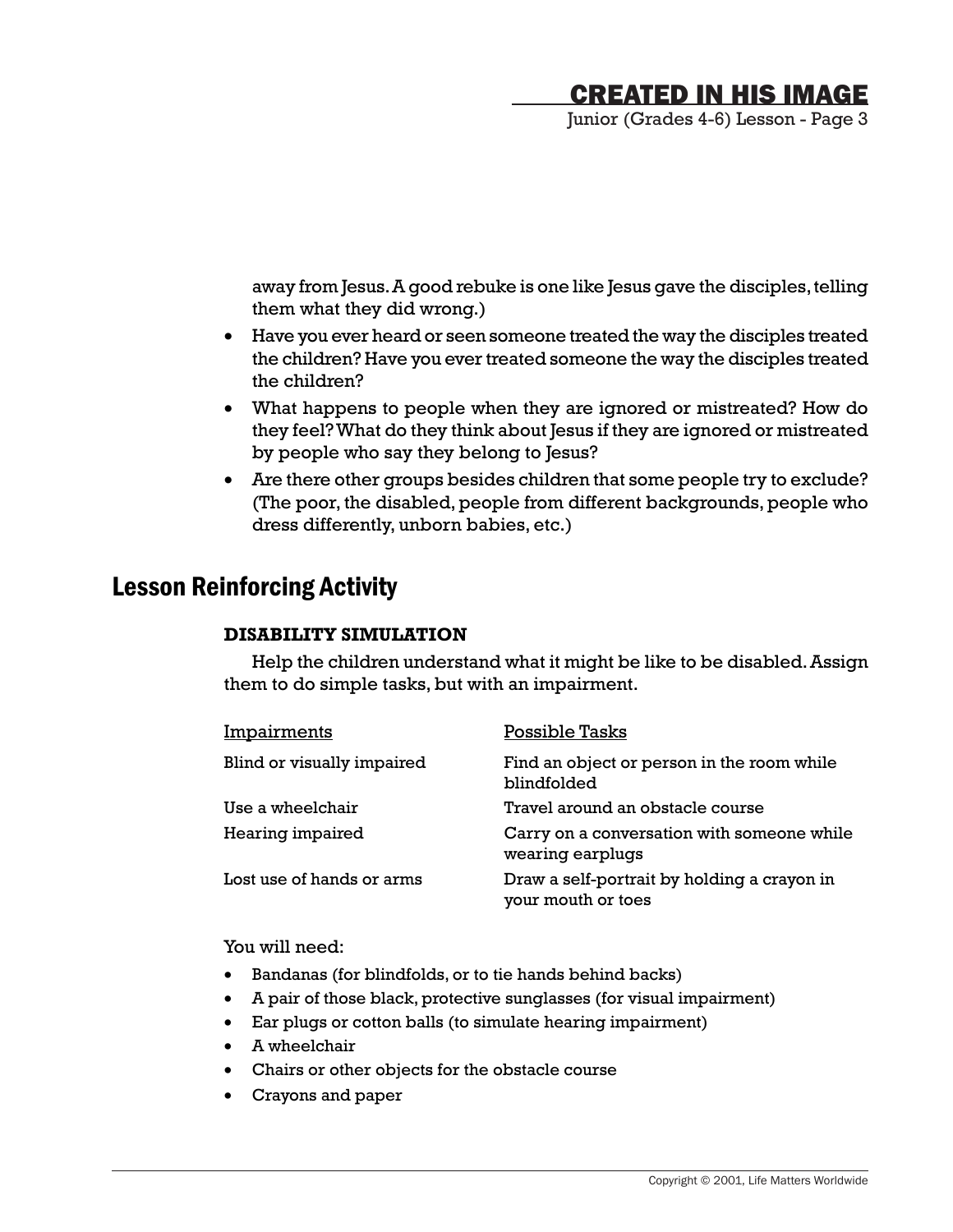away from Jesus. A good rebuke is one like Jesus gave the disciples, telling them what they did wrong.)

- Have you ever heard or seen someone treated the way the disciples treated the children? Have you ever treated someone the way the disciples treated the children?
- What happens to people when they are ignored or mistreated? How do they feel? What do they think about Jesus if they are ignored or mistreated by people who say they belong to Jesus?
- Are there other groups besides children that some people try to exclude? (The poor, the disabled, people from different backgrounds, people who dress differently, unborn babies, etc.)

## Lesson Reinforcing Activity

**DISABILITY SIMULATION**

Help the children understand what it might be like to be disabled. Assign them to do simple tasks, but with an impairment.

| Impairments | Possible Tasks |
| --- | --- |
| Blind or visually impaired | Find an object or person in the room while blindfolded |
| Use a wheelchair | Travel around an obstacle course |
| Hearing impaired | Carry on a conversation with someone while wearing earplugs |
| Lost use of hands or arms | Draw a self-portrait by holding a crayon in your mouth or toes |

You will need:

- Bandanas (for blindfolds, or to tie hands behind backs)
- A pair of those black, protective sunglasses (for visual impairment)
- Ear plugs or cotton balls (to simulate hearing impairment)
- A wheelchair
- Chairs or other objects for the obstacle course
- Crayons and paper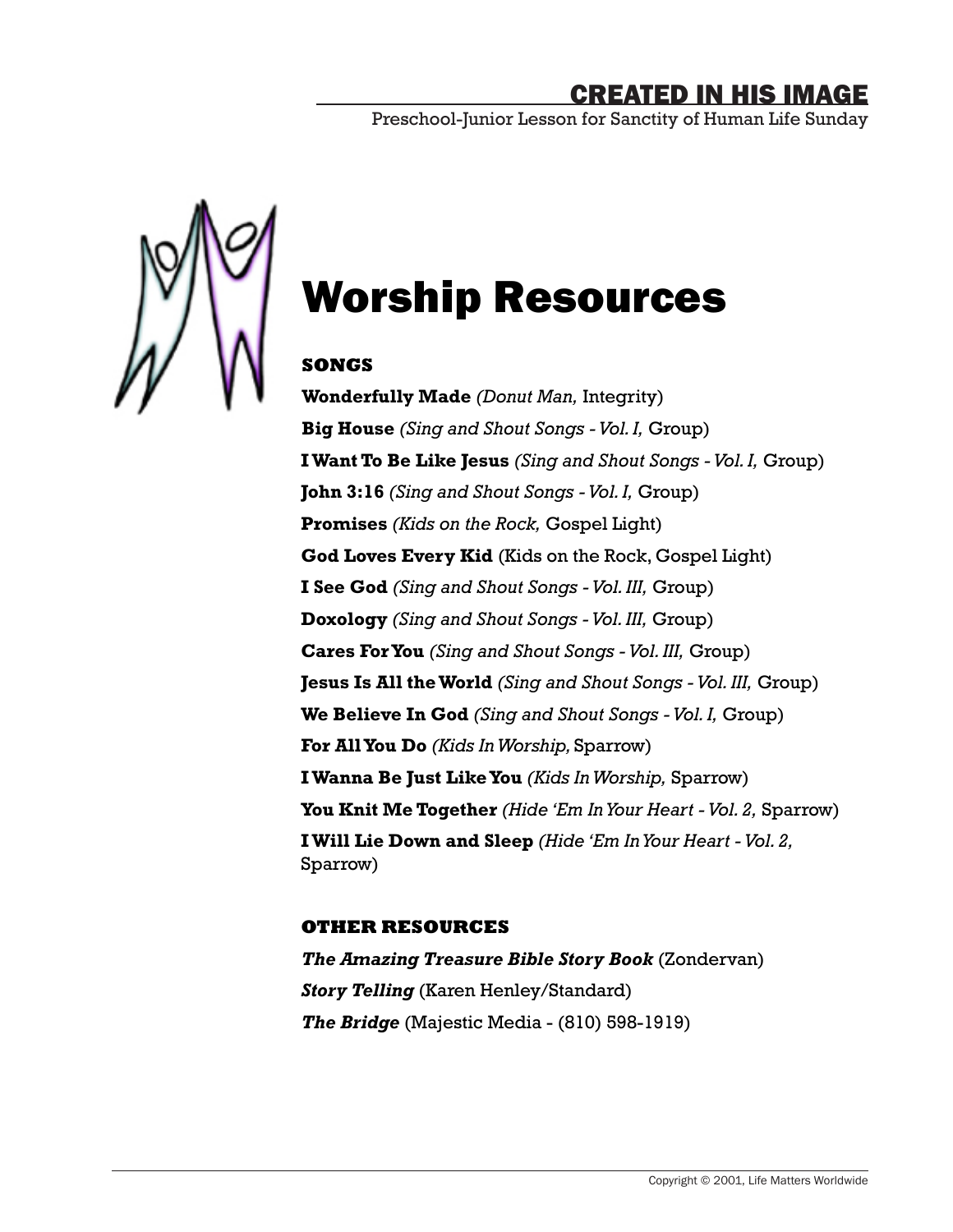# Worship Resources

### SONGS

**Wonderfully Made** *(Donut Man,* Integrity)

**Big House** *(Sing and Shout Songs - Vol. I,* Group)

**I Want To Be Like Jesus** *(Sing and Shout Songs - Vol. I,* Group)

**John 3:16** *(Sing and Shout Songs - Vol. I,* Group)

**Promises** *(Kids on the Rock,* Gospel Light)

**God Loves Every Kid** (Kids on the Rock, Gospel Light)

**I See God** *(Sing and Shout Songs - Vol. III,* Group)

**Doxology** *(Sing and Shout Songs - Vol. III,* Group)

**Cares For You** *(Sing and Shout Songs - Vol. III,* Group)

**Jesus Is All the World** *(Sing and Shout Songs - Vol. III,* Group)

**We Believe In God** *(Sing and Shout Songs - Vol. I,* Group)

**For All You Do** *(Kids In Worship,* Sparrow)

**I Wanna Be Just Like You** *(Kids In Worship,* Sparrow)

**You Knit Me Together** *(Hide 'Em In Your Heart - Vol. 2,* Sparrow)

**I Will Lie Down and Sleep** *(Hide 'Em In Your Heart - Vol. 2,* Sparrow)

### OTHER RESOURCES

***The Amazing Treasure Bible Story Book*** (Zondervan)

***Story Telling*** (Karen Henley/Standard)

***The Bridge*** (Majestic Media - (810) 598-1919)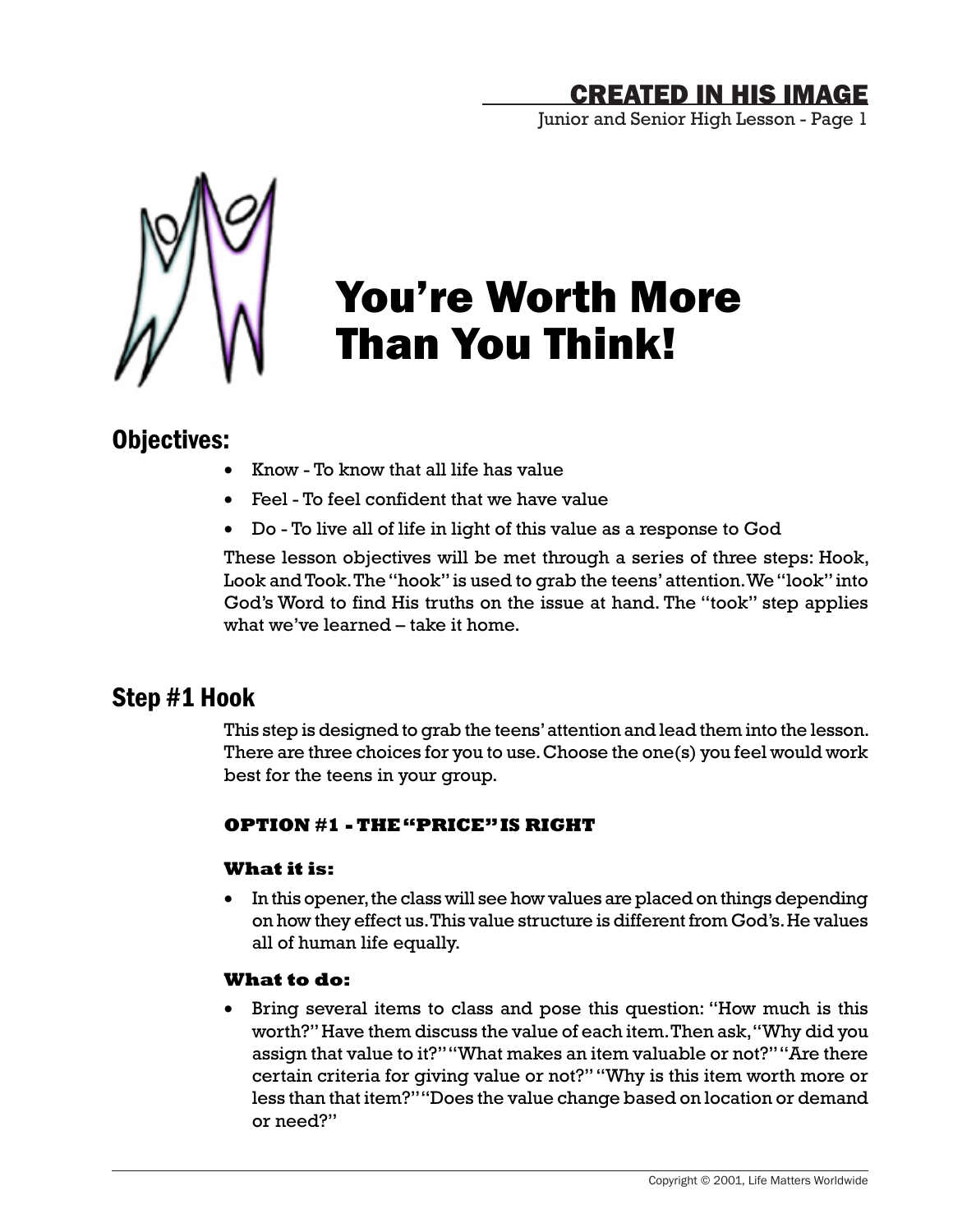# You're Worth More Than You Think!

## Objectives:

- Know - To know that all life has value
- Feel - To feel confident that we have value
- Do - To live all of life in light of this value as a response to God

These lesson objectives will be met through a series of three steps: Hook, Look and Took. The "hook" is used to grab the teens' attention. We "look" into God's Word to find His truths on the issue at hand. The "took" step applies what we've learned – take it home.

## Step #1 Hook

This step is designed to grab the teens' attention and lead them into the lesson. There are three choices for you to use. Choose the one(s) you feel would work best for the teens in your group.

### OPTION #1 - THE "PRICE" IS RIGHT

**What it is:**

- In this opener, the class will see how values are placed on things depending on how they effect us. This value structure is different from God's. He values all of human life equally.

**What to do:**

- Bring several items to class and pose this question: "How much is this worth?" Have them discuss the value of each item. Then ask, "Why did you assign that value to it?" "What makes an item valuable or not?" "Are there certain criteria for giving value or not?" "Why is this item worth more or less than that item?" "Does the value change based on location or demand or need?"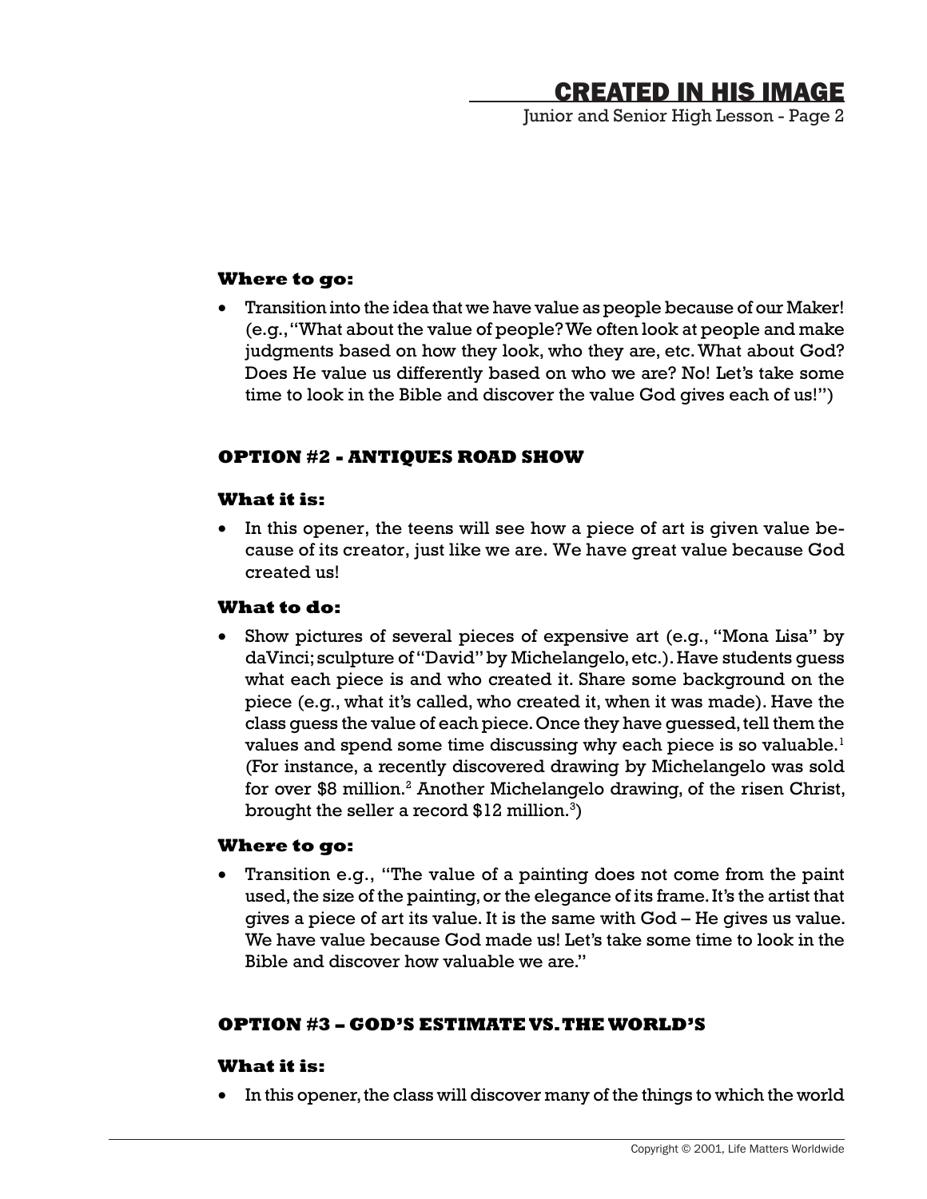**Where to go:**

- Transition into the idea that we have value as people because of our Maker! (e.g., "What about the value of people? We often look at people and make judgments based on how they look, who they are, etc. What about God? Does He value us differently based on who we are? No! Let's take some time to look in the Bible and discover the value God gives each of us!")

**OPTION #2 - ANTIQUES ROAD SHOW**

**What it is:**

- In this opener, the teens will see how a piece of art is given value because of its creator, just like we are. We have great value because God created us!

**What to do:**

- Show pictures of several pieces of expensive art (e.g., "Mona Lisa" by daVinci; sculpture of "David" by Michelangelo, etc.). Have students guess what each piece is and who created it. Share some background on the piece (e.g., what it's called, who created it, when it was made). Have the class guess the value of each piece. Once they have guessed, tell them the values and spend some time discussing why each piece is so valuable.[1] (For instance, a recently discovered drawing by Michelangelo was sold for over $8 million.[2] Another Michelangelo drawing, of the risen Christ, brought the seller a record $12 million.[3])

**Where to go:**

- Transition e.g., "The value of a painting does not come from the paint used, the size of the painting, or the elegance of its frame. It's the artist that gives a piece of art its value. It is the same with God – He gives us value. We have value because God made us! Let's take some time to look in the Bible and discover how valuable we are."

**OPTION #3 – GOD'S ESTIMATE VS. THE WORLD'S**

**What it is:**

- In this opener, the class will discover many of the things to which the world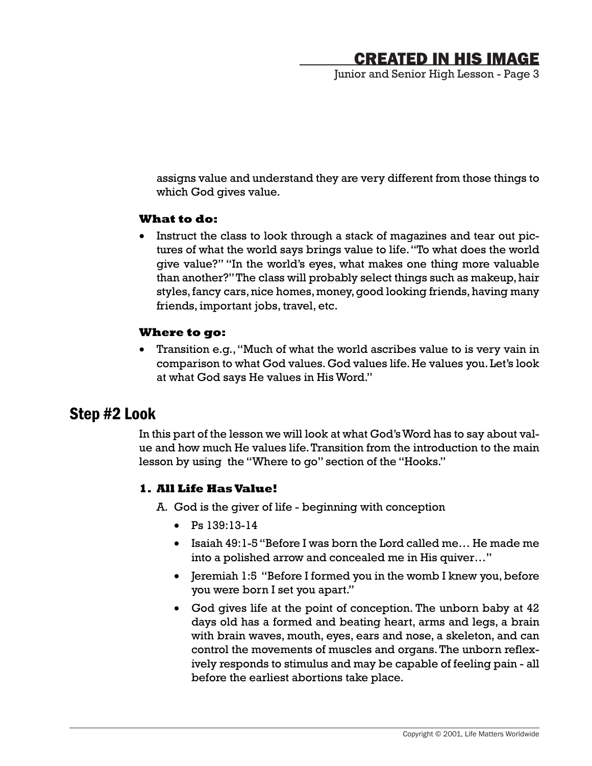assigns value and understand they are very different from those things to which God gives value.

**What to do:**

- Instruct the class to look through a stack of magazines and tear out pictures of what the world says brings value to life. "To what does the world give value?" "In the world's eyes, what makes one thing more valuable than another?" The class will probably select things such as makeup, hair styles, fancy cars, nice homes, money, good looking friends, having many friends, important jobs, travel, etc.

**Where to go:**

- Transition e.g., "Much of what the world ascribes value to is very vain in comparison to what God values. God values life. He values you. Let's look at what God says He values in His Word."

## Step #2 Look

In this part of the lesson we will look at what God's Word has to say about value and how much He values life. Transition from the introduction to the main lesson by using the "Where to go" section of the "Hooks."

### 1. All Life Has Value!

A. God is the giver of life - beginning with conception

- Ps 139:13-14
- Isaiah 49:1-5 "Before I was born the Lord called me… He made me into a polished arrow and concealed me in His quiver…"
- Jeremiah 1:5 "Before I formed you in the womb I knew you, before you were born I set you apart."
- God gives life at the point of conception. The unborn baby at 42 days old has a formed and beating heart, arms and legs, a brain with brain waves, mouth, eyes, ears and nose, a skeleton, and can control the movements of muscles and organs. The unborn reflexively responds to stimulus and may be capable of feeling pain - all before the earliest abortions take place.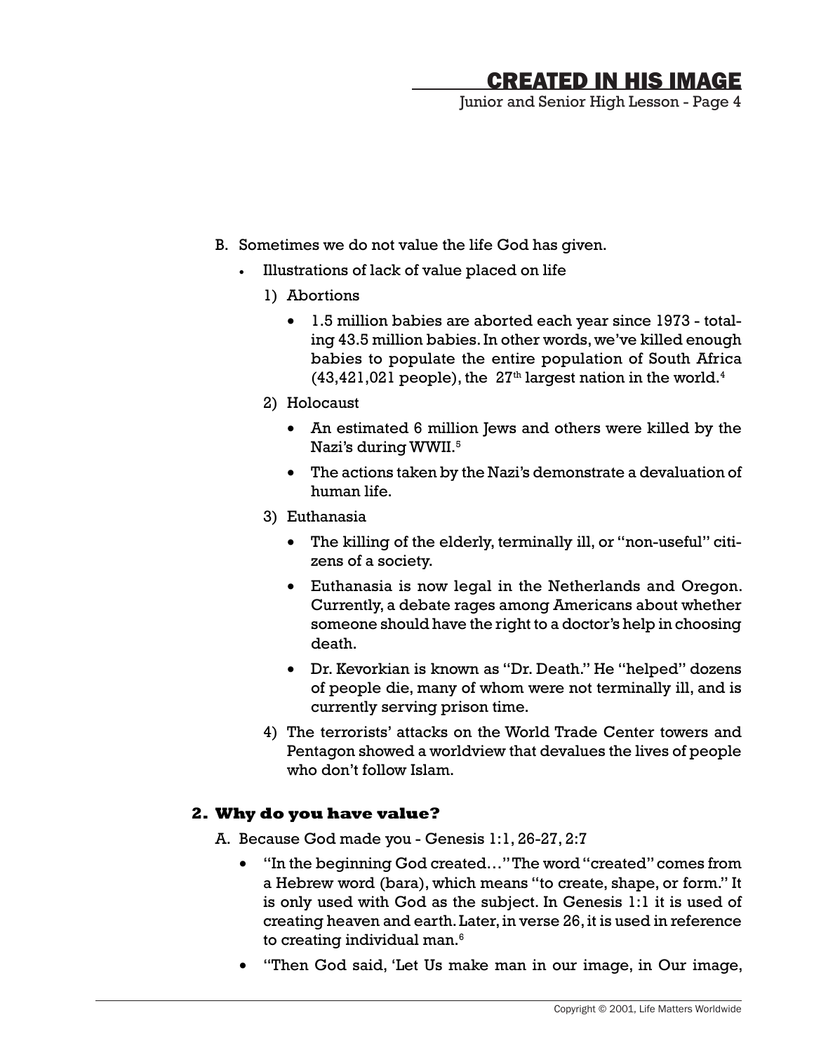B. Sometimes we do not value the life God has given.

- Illustrations of lack of value placed on life

  1) Abortions

     - 1.5 million babies are aborted each year since 1973 - totaling 43.5 million babies. In other words, we've killed enough babies to populate the entire population of South Africa (43,421,021 people), the 27th largest nation in the world.[4]

  2) Holocaust

     - An estimated 6 million Jews and others were killed by the Nazi's during WWII.[5]
     - The actions taken by the Nazi's demonstrate a devaluation of human life.

  3) Euthanasia

     - The killing of the elderly, terminally ill, or "non-useful" citizens of a society.
     - Euthanasia is now legal in the Netherlands and Oregon. Currently, a debate rages among Americans about whether someone should have the right to a doctor's help in choosing death.
     - Dr. Kevorkian is known as "Dr. Death." He "helped" dozens of people die, many of whom were not terminally ill, and is currently serving prison time.

  4) The terrorists' attacks on the World Trade Center towers and Pentagon showed a worldview that devalues the lives of people who don't follow Islam.

## 2. Why do you have value?

A. Because God made you - Genesis 1:1, 26-27, 2:7

- "In the beginning God created…" The word "created" comes from a Hebrew word (bara), which means "to create, shape, or form." It is only used with God as the subject. In Genesis 1:1 it is used of creating heaven and earth. Later, in verse 26, it is used in reference to creating individual man.[6]
- "Then God said, 'Let Us make man in our image, in Our image,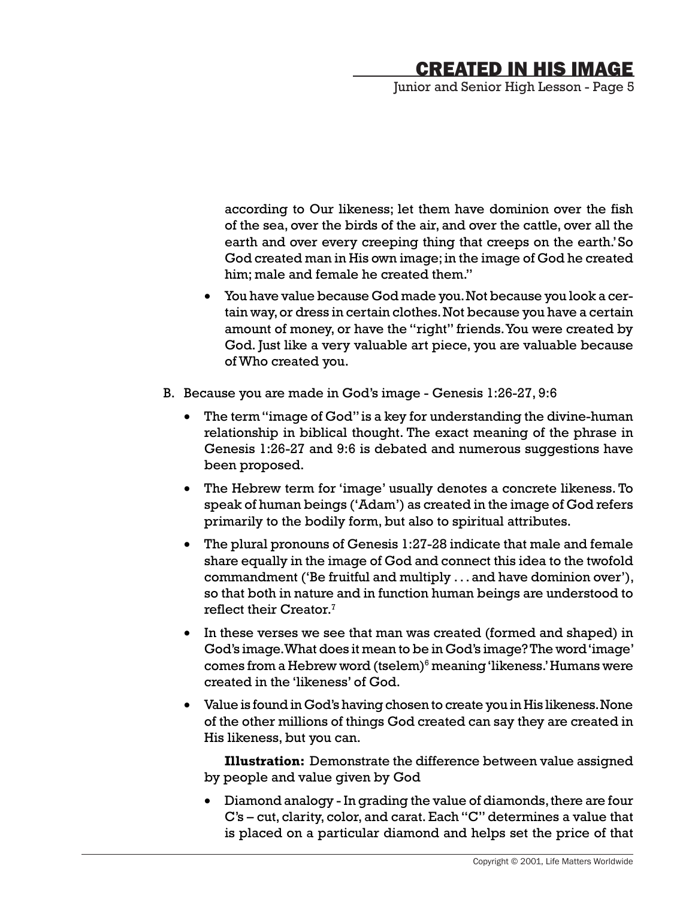according to Our likeness; let them have dominion over the fish of the sea, over the birds of the air, and over the cattle, over all the earth and over every creeping thing that creeps on the earth.' So God created man in His own image; in the image of God he created him; male and female he created them."

- You have value because God made you. Not because you look a certain way, or dress in certain clothes. Not because you have a certain amount of money, or have the "right" friends. You were created by God. Just like a very valuable art piece, you are valuable because of Who created you.

B. Because you are made in God's image - Genesis 1:26-27, 9:6

- The term "image of God" is a key for understanding the divine-human relationship in biblical thought. The exact meaning of the phrase in Genesis 1:26-27 and 9:6 is debated and numerous suggestions have been proposed.
- The Hebrew term for 'image' usually denotes a concrete likeness. To speak of human beings ('Adam') as created in the image of God refers primarily to the bodily form, but also to spiritual attributes.
- The plural pronouns of Genesis 1:27-28 indicate that male and female share equally in the image of God and connect this idea to the twofold commandment ('Be fruitful and multiply . . . and have dominion over'), so that both in nature and in function human beings are understood to reflect their Creator.[7]
- In these verses we see that man was created (formed and shaped) in God's image. What does it mean to be in God's image? The word 'image' comes from a Hebrew word (tselem)[6] meaning 'likeness.' Humans were created in the 'likeness' of God.
- Value is found in God's having chosen to create you in His likeness. None of the other millions of things God created can say they are created in His likeness, but you can.

**Illustration:** Demonstrate the difference between value assigned by people and value given by God

- Diamond analogy - In grading the value of diamonds, there are four C's – cut, clarity, color, and carat. Each "C" determines a value that is placed on a particular diamond and helps set the price of that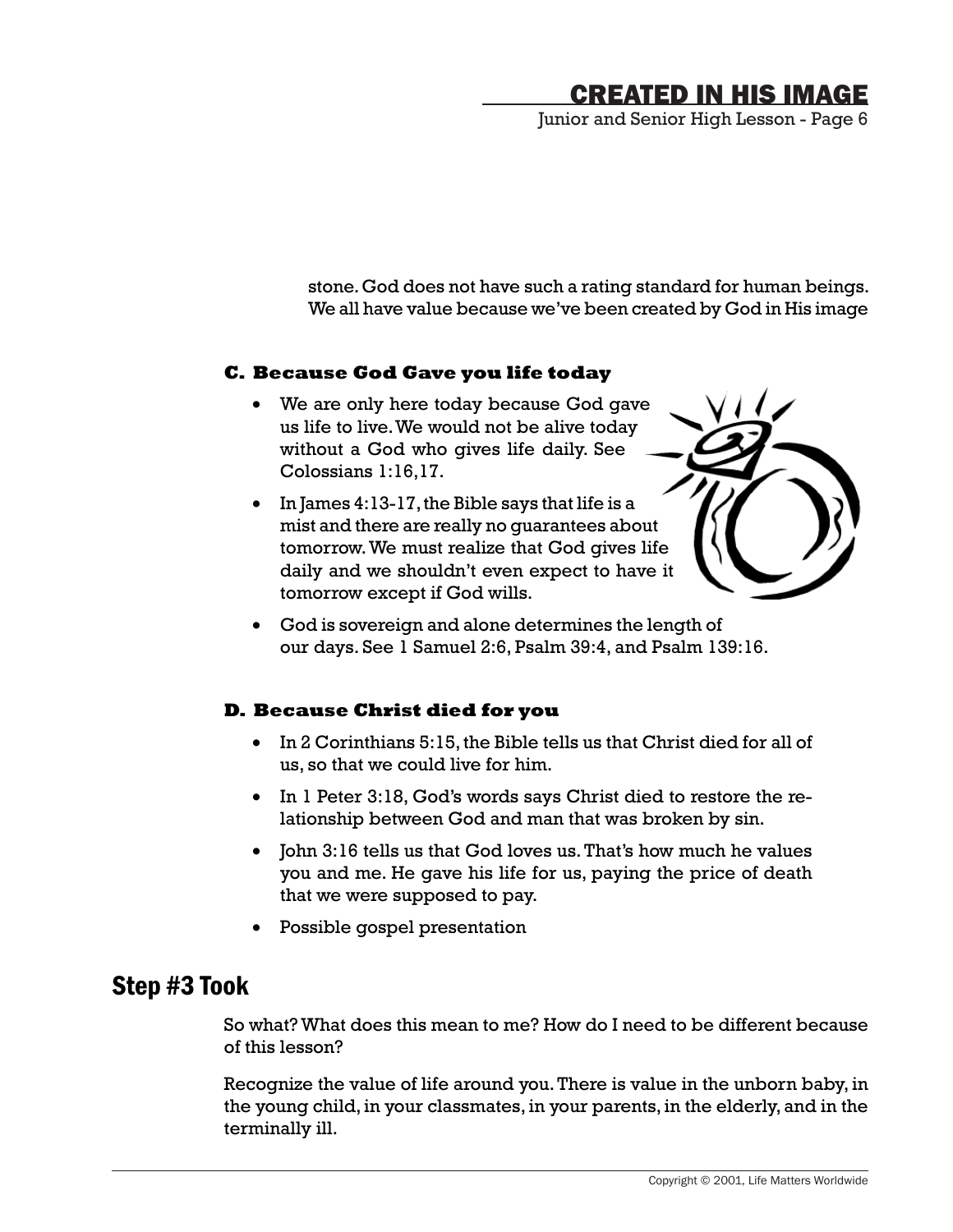stone. God does not have such a rating standard for human beings. We all have value because we've been created by God in His image

**C. Because God Gave you life today**

- We are only here today because God gave us life to live. We would not be alive today without a God who gives life daily. See Colossians 1:16,17.
- In James 4:13-17, the Bible says that life is a mist and there are really no guarantees about tomorrow. We must realize that God gives life daily and we shouldn't even expect to have it tomorrow except if God wills.
- God is sovereign and alone determines the length of our days. See 1 Samuel 2:6, Psalm 39:4, and Psalm 139:16.

**D. Because Christ died for you**

- In 2 Corinthians 5:15, the Bible tells us that Christ died for all of us, so that we could live for him.
- In 1 Peter 3:18, God's words says Christ died to restore the relationship between God and man that was broken by sin.
- John 3:16 tells us that God loves us. That's how much he values you and me. He gave his life for us, paying the price of death that we were supposed to pay.
- Possible gospel presentation

## Step #3 Took

So what? What does this mean to me? How do I need to be different because of this lesson?

Recognize the value of life around you. There is value in the unborn baby, in the young child, in your classmates, in your parents, in the elderly, and in the terminally ill.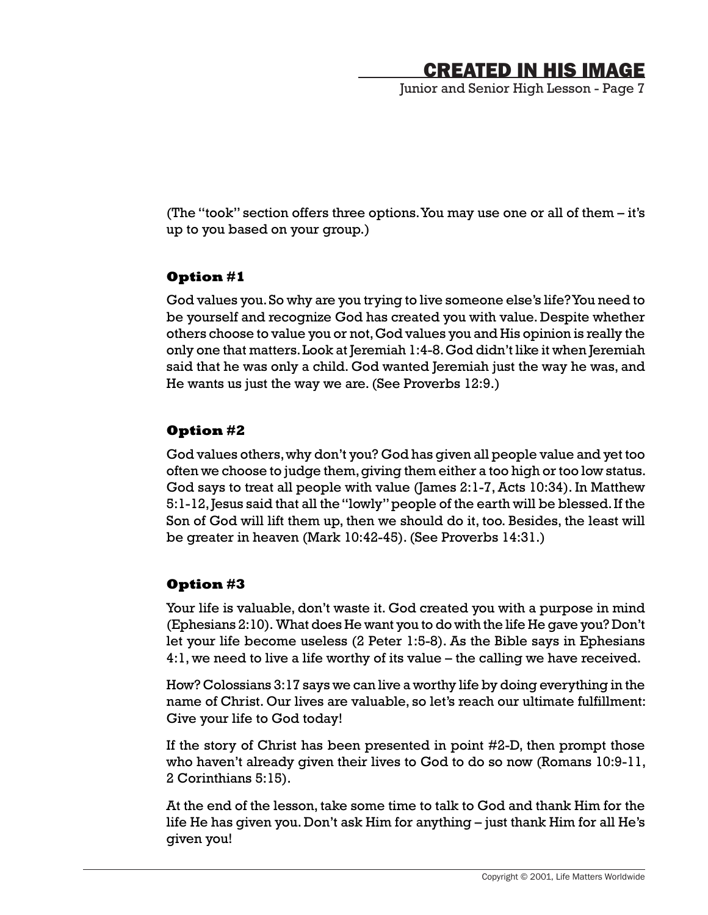(The "took" section offers three options. You may use one or all of them – it's up to you based on your group.)

### Option #1

God values you. So why are you trying to live someone else's life? You need to be yourself and recognize God has created you with value. Despite whether others choose to value you or not, God values you and His opinion is really the only one that matters. Look at Jeremiah 1:4-8. God didn't like it when Jeremiah said that he was only a child. God wanted Jeremiah just the way he was, and He wants us just the way we are. (See Proverbs 12:9.)

### Option #2

God values others, why don't you? God has given all people value and yet too often we choose to judge them, giving them either a too high or too low status. God says to treat all people with value (James 2:1-7, Acts 10:34). In Matthew 5:1-12, Jesus said that all the "lowly" people of the earth will be blessed. If the Son of God will lift them up, then we should do it, too. Besides, the least will be greater in heaven (Mark 10:42-45). (See Proverbs 14:31.)

### Option #3

Your life is valuable, don't waste it. God created you with a purpose in mind (Ephesians 2:10). What does He want you to do with the life He gave you? Don't let your life become useless (2 Peter 1:5-8). As the Bible says in Ephesians 4:1, we need to live a life worthy of its value – the calling we have received.

How? Colossians 3:17 says we can live a worthy life by doing everything in the name of Christ. Our lives are valuable, so let's reach our ultimate fulfillment: Give your life to God today!

If the story of Christ has been presented in point #2-D, then prompt those who haven't already given their lives to God to do so now (Romans 10:9-11, 2 Corinthians 5:15).

At the end of the lesson, take some time to talk to God and thank Him for the life He has given you. Don't ask Him for anything – just thank Him for all He's given you!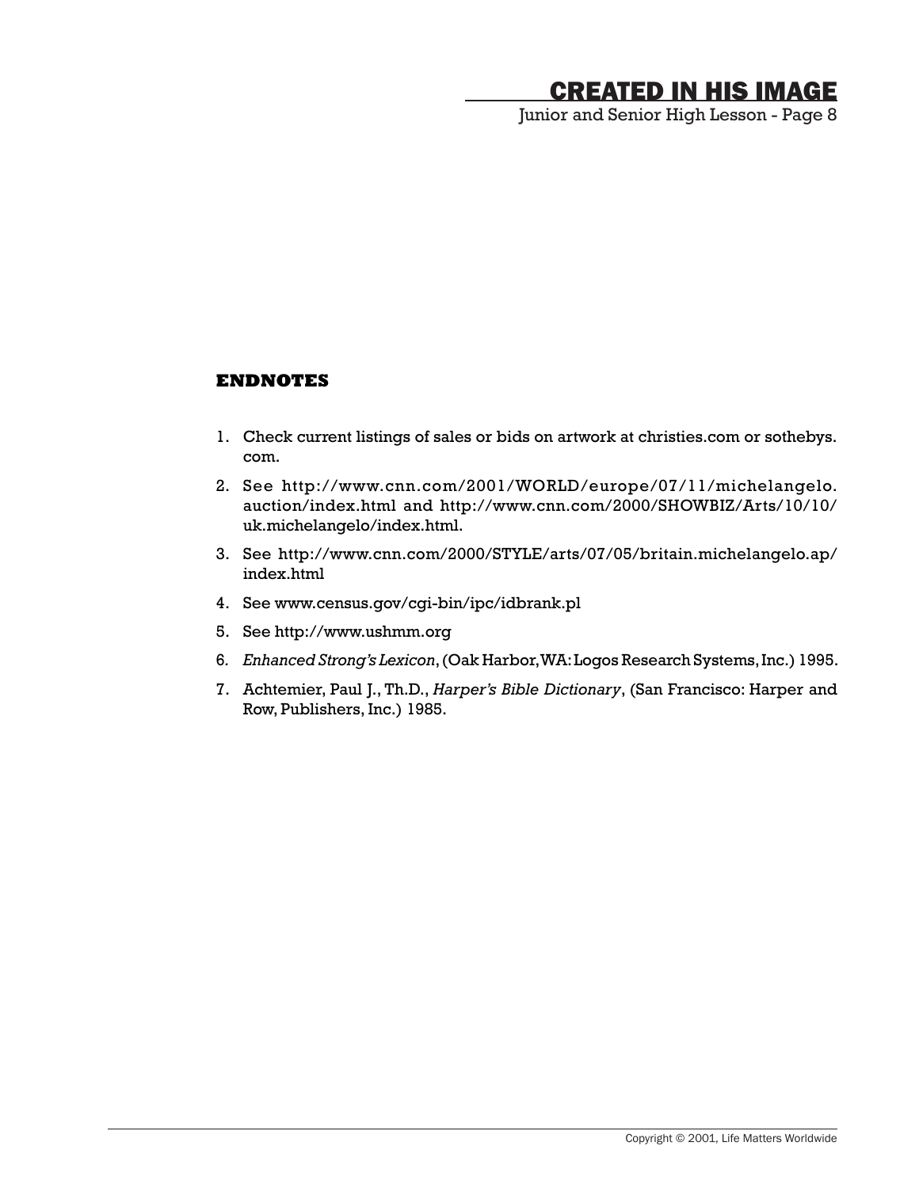## ENDNOTES

1. Check current listings of sales or bids on artwork at christies.com or sothebys.com.
2. See http://www.cnn.com/2001/WORLD/europe/07/11/michelangelo.auction/index.html and http://www.cnn.com/2000/SHOWBIZ/Arts/10/10/uk.michelangelo/index.html.
3. See http://www.cnn.com/2000/STYLE/arts/07/05/britain.michelangelo.ap/index.html
4. See www.census.gov/cgi-bin/ipc/idbrank.pl
5. See http://www.ushmm.org
6. *Enhanced Strong's Lexicon*, (Oak Harbor, WA: Logos Research Systems, Inc.) 1995.
7. Achtemier, Paul J., Th.D., *Harper's Bible Dictionary*, (San Francisco: Harper and Row, Publishers, Inc.) 1985.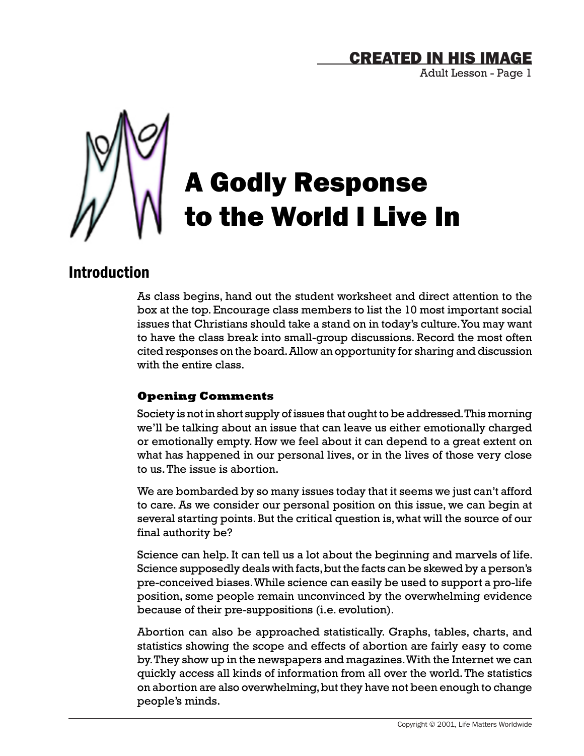# A Godly Response to the World I Live In

## Introduction

As class begins, hand out the student worksheet and direct attention to the box at the top. Encourage class members to list the 10 most important social issues that Christians should take a stand on in today's culture. You may want to have the class break into small-group discussions. Record the most often cited responses on the board. Allow an opportunity for sharing and discussion with the entire class.

### Opening Comments

Society is not in short supply of issues that ought to be addressed. This morning we'll be talking about an issue that can leave us either emotionally charged or emotionally empty. How we feel about it can depend to a great extent on what has happened in our personal lives, or in the lives of those very close to us. The issue is abortion.

We are bombarded by so many issues today that it seems we just can't afford to care. As we consider our personal position on this issue, we can begin at several starting points. But the critical question is, what will the source of our final authority be?

Science can help. It can tell us a lot about the beginning and marvels of life. Science supposedly deals with facts, but the facts can be skewed by a person's pre-conceived biases. While science can easily be used to support a pro-life position, some people remain unconvinced by the overwhelming evidence because of their pre-suppositions (i.e. evolution).

Abortion can also be approached statistically. Graphs, tables, charts, and statistics showing the scope and effects of abortion are fairly easy to come by. They show up in the newspapers and magazines. With the Internet we can quickly access all kinds of information from all over the world. The statistics on abortion are also overwhelming, but they have not been enough to change people's minds.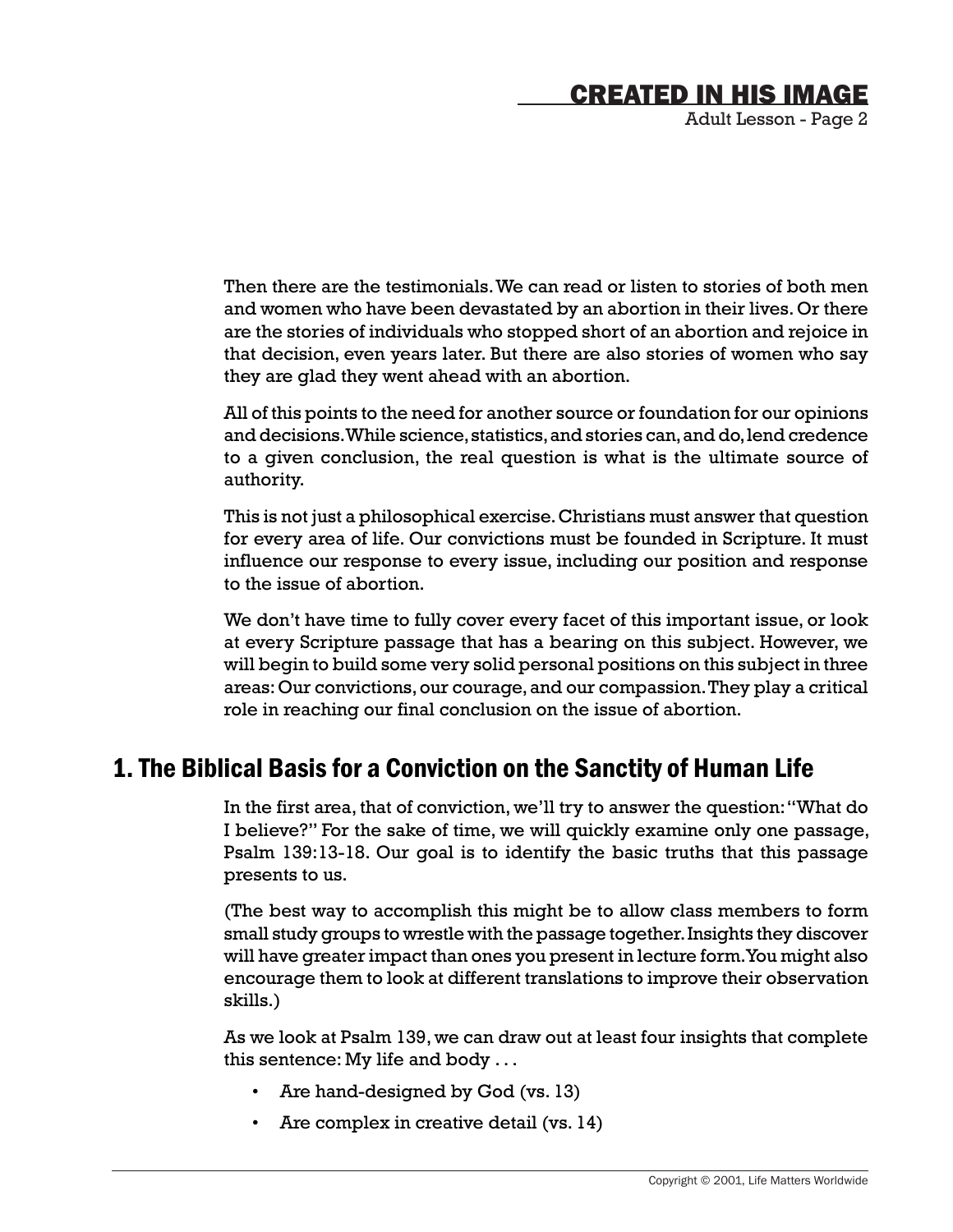Then there are the testimonials. We can read or listen to stories of both men and women who have been devastated by an abortion in their lives. Or there are the stories of individuals who stopped short of an abortion and rejoice in that decision, even years later. But there are also stories of women who say they are glad they went ahead with an abortion.

All of this points to the need for another source or foundation for our opinions and decisions. While science, statistics, and stories can, and do, lend credence to a given conclusion, the real question is what is the ultimate source of authority.

This is not just a philosophical exercise. Christians must answer that question for every area of life. Our convictions must be founded in Scripture. It must influence our response to every issue, including our position and response to the issue of abortion.

We don't have time to fully cover every facet of this important issue, or look at every Scripture passage that has a bearing on this subject. However, we will begin to build some very solid personal positions on this subject in three areas: Our convictions, our courage, and our compassion. They play a critical role in reaching our final conclusion on the issue of abortion.

## 1. The Biblical Basis for a Conviction on the Sanctity of Human Life

In the first area, that of conviction, we'll try to answer the question: "What do I believe?" For the sake of time, we will quickly examine only one passage, Psalm 139:13-18. Our goal is to identify the basic truths that this passage presents to us.

(The best way to accomplish this might be to allow class members to form small study groups to wrestle with the passage together. Insights they discover will have greater impact than ones you present in lecture form. You might also encourage them to look at different translations to improve their observation skills.)

As we look at Psalm 139, we can draw out at least four insights that complete this sentence: My life and body . . .

- Are hand-designed by God (vs. 13)
- Are complex in creative detail (vs. 14)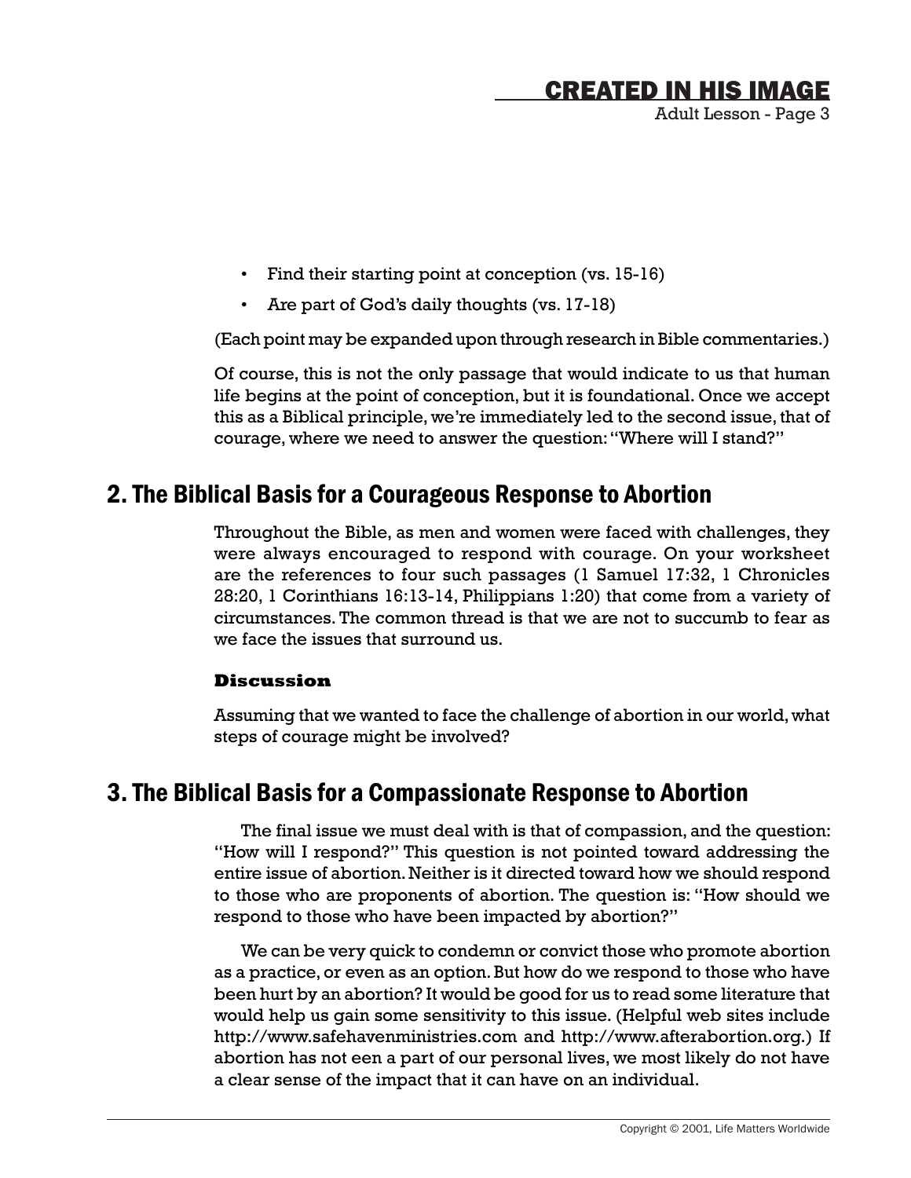- Find their starting point at conception (vs. 15-16)
- Are part of God's daily thoughts (vs. 17-18)

(Each point may be expanded upon through research in Bible commentaries.)

Of course, this is not the only passage that would indicate to us that human life begins at the point of conception, but it is foundational. Once we accept this as a Biblical principle, we're immediately led to the second issue, that of courage, where we need to answer the question: "Where will I stand?"

## 2. The Biblical Basis for a Courageous Response to Abortion

Throughout the Bible, as men and women were faced with challenges, they were always encouraged to respond with courage. On your worksheet are the references to four such passages (1 Samuel 17:32, 1 Chronicles 28:20, 1 Corinthians 16:13-14, Philippians 1:20) that come from a variety of circumstances. The common thread is that we are not to succumb to fear as we face the issues that surround us.

**Discussion**

Assuming that we wanted to face the challenge of abortion in our world, what steps of courage might be involved?

## 3. The Biblical Basis for a Compassionate Response to Abortion

The final issue we must deal with is that of compassion, and the question: "How will I respond?" This question is not pointed toward addressing the entire issue of abortion. Neither is it directed toward how we should respond to those who are proponents of abortion. The question is: "How should we respond to those who have been impacted by abortion?"

We can be very quick to condemn or convict those who promote abortion as a practice, or even as an option. But how do we respond to those who have been hurt by an abortion? It would be good for us to read some literature that would help us gain some sensitivity to this issue. (Helpful web sites include http://www.safehavenministries.com and http://www.afterabortion.org.) If abortion has not een a part of our personal lives, we most likely do not have a clear sense of the impact that it can have on an individual.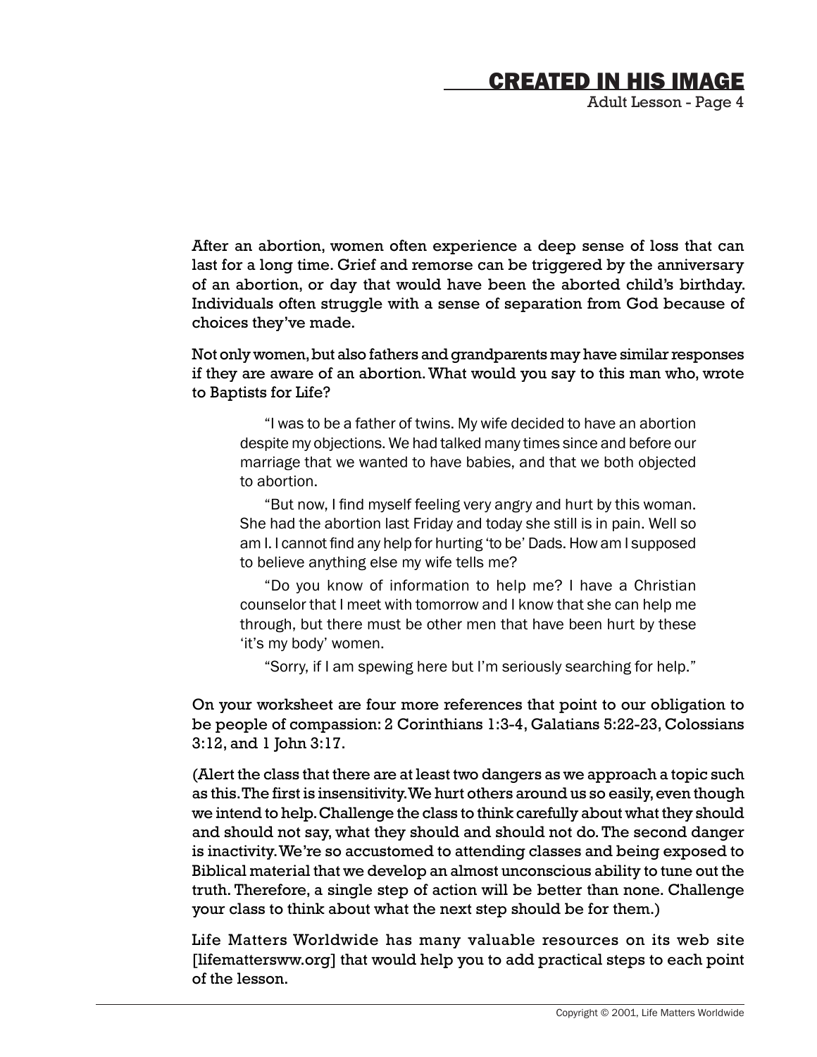After an abortion, women often experience a deep sense of loss that can last for a long time. Grief and remorse can be triggered by the anniversary of an abortion, or day that would have been the aborted child's birthday. Individuals often struggle with a sense of separation from God because of choices they've made.

Not only women, but also fathers and grandparents may have similar responses if they are aware of an abortion. What would you say to this man who, wrote to Baptists for Life?

> "I was to be a father of twins. My wife decided to have an abortion despite my objections. We had talked many times since and before our marriage that we wanted to have babies, and that we both objected to abortion.
>
> "But now, I find myself feeling very angry and hurt by this woman. She had the abortion last Friday and today she still is in pain. Well so am I. I cannot find any help for hurting 'to be' Dads. How am I supposed to believe anything else my wife tells me?
>
> "Do you know of information to help me? I have a Christian counselor that I meet with tomorrow and I know that she can help me through, but there must be other men that have been hurt by these 'it's my body' women.
>
> "Sorry, if I am spewing here but I'm seriously searching for help."

On your worksheet are four more references that point to our obligation to be people of compassion: 2 Corinthians 1:3-4, Galatians 5:22-23, Colossians 3:12, and 1 John 3:17.

(Alert the class that there are at least two dangers as we approach a topic such as this. The first is insensitivity. We hurt others around us so easily, even though we intend to help. Challenge the class to think carefully about what they should and should not say, what they should and should not do. The second danger is inactivity. We're so accustomed to attending classes and being exposed to Biblical material that we develop an almost unconscious ability to tune out the truth. Therefore, a single step of action will be better than none. Challenge your class to think about what the next step should be for them.)

Life Matters Worldwide has many valuable resources on its web site [lifemattersww.org] that would help you to add practical steps to each point of the lesson.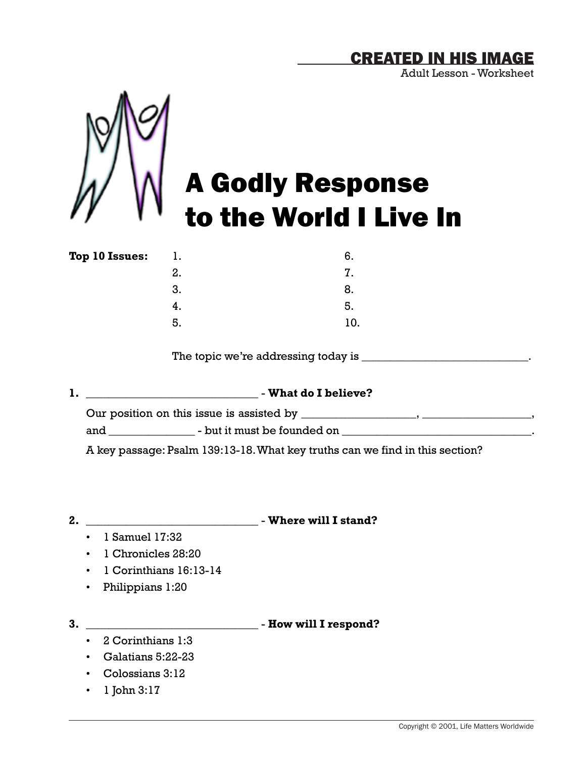## CREATED IN HIS IMAGE

Adult Lesson - Worksheet

# A Godly Response to the World I Live In

**Top 10 Issues:**

1.
2.
3.
4.
5.
6.
7.
8.
5.
10.

The topic we're addressing today is ____________________________.

**1.** ____________________________ - **What do I believe?**

Our position on this issue is assisted by __________________, __________________, and ______________ - but it must be founded on ________________________________.

A key passage: Psalm 139:13-18. What key truths can we find in this section?

**2.** ____________________________ - **Where will I stand?**

- 1 Samuel 17:32
- 1 Chronicles 28:20
- 1 Corinthians 16:13-14
- Philippians 1:20

**3.** ____________________________ - **How will I respond?**

- 2 Corinthians 1:3
- Galatians 5:22-23
- Colossians 3:12
- 1 John 3:17

Copyright © 2001, Life Matters Worldwide